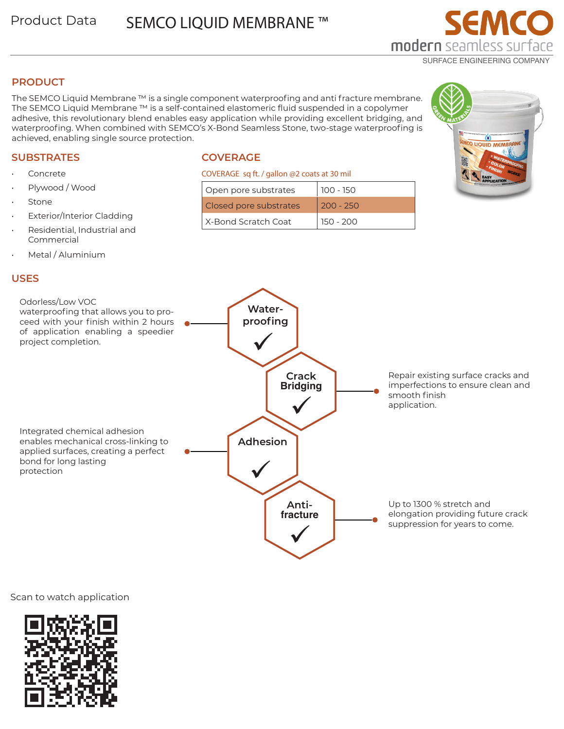Product Data

# SEMCO LIQUID MEMBRANE ™

SEMCO
modern seamless surface
SURFACE ENGINEERING COMPANY

## PRODUCT

The SEMCO Liquid Membrane ™ is a single component waterproofing and anti fracture membrane. The SEMCO Liquid Membrane ™ is a self-contained elastomeric fluid suspended in a copolymer adhesive, this revolutionary blend enables easy application while providing excellent bridging, and waterproofing. When combined with SEMCO's X-Bond Seamless Stone, two-stage waterproofing is achieved, enabling single source protection.

## SUBSTRATES

- Concrete
- Plywood / Wood
- Stone
- Exterior/Interior Cladding
- Residential, Industrial and Commercial
- Metal / Aluminium

## COVERAGE

COVERAGE sq ft. / gallon @2 coats at 30 mil

| | |
|---|---|
| Open pore substrates | 100 - 150 |
| Closed pore substrates | 200 - 250 |
| X-Bond Scratch Coat | 150 - 200 |

## USES

**Water-proofing** ✓ — Odorless/Low VOC waterproofing that allows you to proceed with your finish within 2 hours of application enabling a speedier project completion.

**Crack Bridging** ✓ — Repair existing surface cracks and imperfections to ensure clean and smooth finish application.

**Adhesion** ✓ — Integrated chemical adhesion enables mechanical cross-linking to applied surfaces, creating a perfect bond for long lasting protection

**Anti-fracture** ✓ — Up to 1300 % stretch and elongation providing future crack suppression for years to come.

Scan to watch application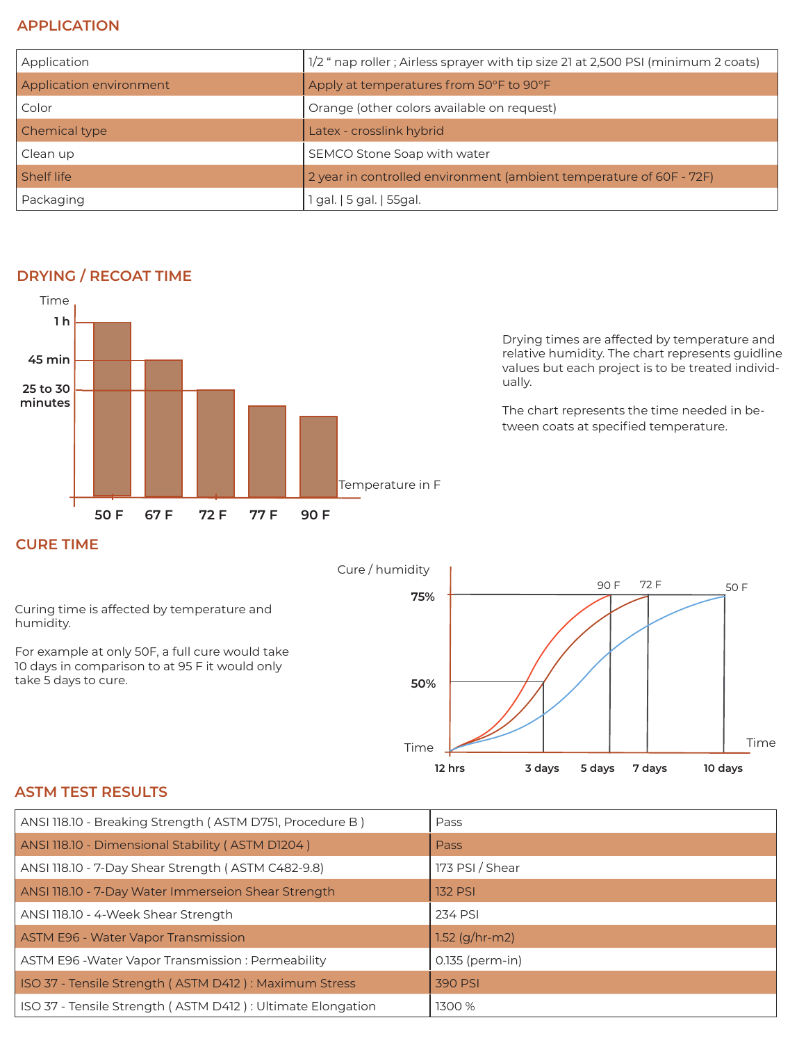## APPLICATION

| | |
|---|---|
| Application | 1/2 " nap roller ; Airless sprayer with tip size 21 at 2,500 PSI (minimum 2 coats) |
| Application environment | Apply at temperatures from 50°F to 90°F |
| Color | Orange (other colors available on request) |
| Chemical type | Latex - crosslink hybrid |
| Clean up | SEMCO Stone Soap with water |
| Shelf life | 2 year in controlled environment (ambient temperature of 60F - 72F) |
| Packaging | 1 gal. \| 5 gal. \| 55gal. |

## DRYING / RECOAT TIME

Time

1 h

45 min

25 to 30 minutes

Temperature in F

50 F 67 F 72 F 77 F 90 F

Drying times are affected by temperature and relative humidity. The chart represents guidline values but each project is to be treated individually.

The chart represents the time needed in between coats at specified temperature.

## CURE TIME

Curing time is affected by temperature and humidity.

For example at only 50F, a full cure would take 10 days in comparison to at 95 F it would only take 5 days to cure.

Cure / humidity

75%

50%

Time

90 F 72 F 50 F

Time

12 hrs 3 days 5 days 7 days 10 days

## ASTM TEST RESULTS

| | |
|---|---|
| ANSI 118.10 - Breaking Strength ( ASTM D751, Procedure B ) | Pass |
| ANSI 118.10 - Dimensional Stability ( ASTM D1204 ) | Pass |
| ANSI 118.10 - 7-Day Shear Strength ( ASTM C482-9.8) | 173 PSI / Shear |
| ANSI 118.10 - 7-Day Water Immerseion Shear Strength | 132 PSI |
| ANSI 118.10 - 4-Week Shear Strength | 234 PSI |
| ASTM E96 - Water Vapor Transmission | 1.52 (g/hr-m2) |
| ASTM E96 -Water Vapor Transmission : Permeability | 0.135 (perm-in) |
| ISO 37 - Tensile Strength ( ASTM D412 ) : Maximum Stress | 390 PSI |
| ISO 37 - Tensile Strength ( ASTM D412 ) : Ultimate Elongation | 1300 % |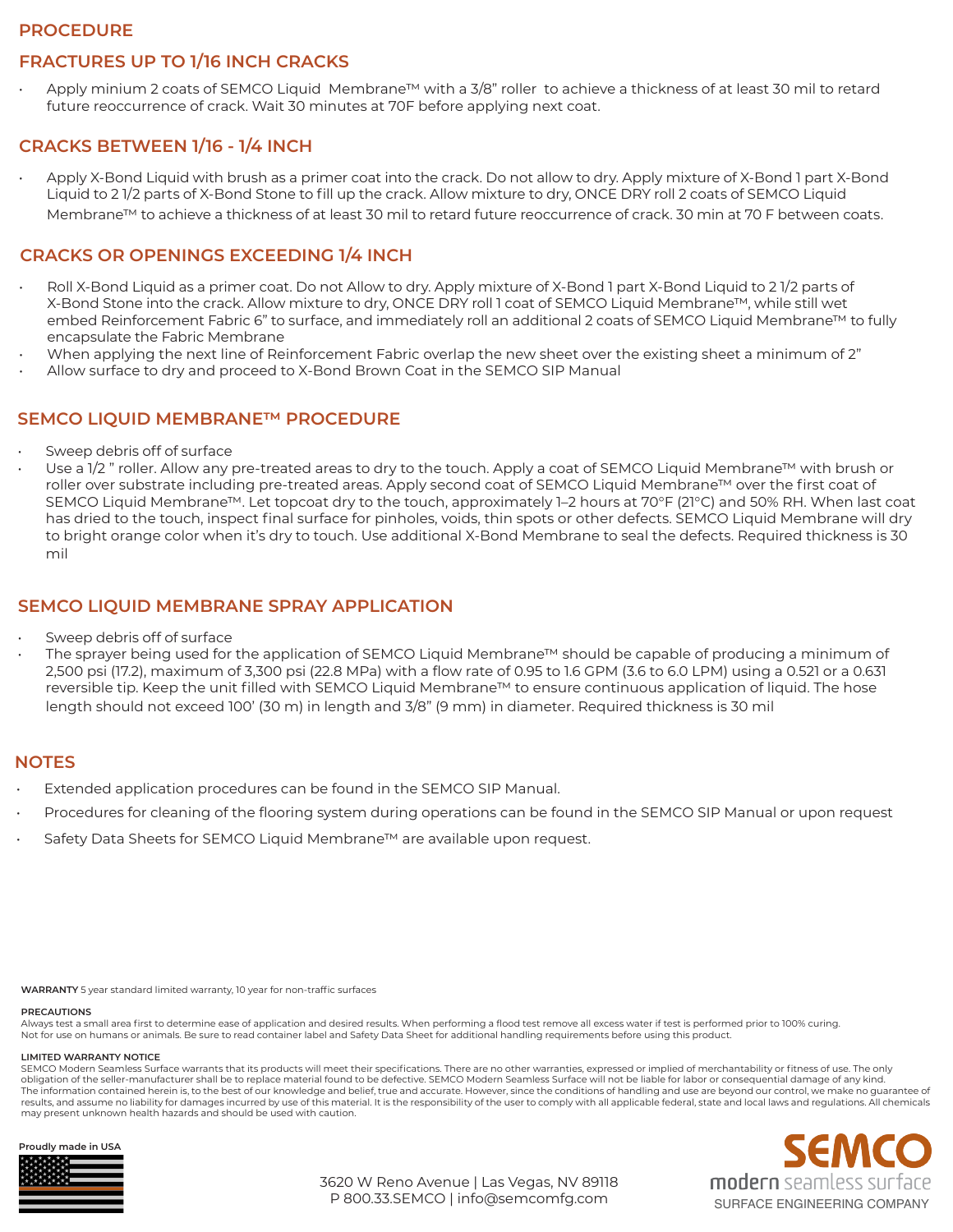## PROCEDURE

### FRACTURES UP TO 1/16 INCH CRACKS

- Apply minium 2 coats of SEMCO Liquid Membrane™ with a 3/8" roller to achieve a thickness of at least 30 mil to retard future reoccurrence of crack. Wait 30 minutes at 70F before applying next coat.

### CRACKS BETWEEN 1/16 - 1/4 INCH

- Apply X-Bond Liquid with brush as a primer coat into the crack. Do not allow to dry. Apply mixture of X-Bond 1 part X-Bond Liquid to 2 1/2 parts of X-Bond Stone to fill up the crack. Allow mixture to dry, ONCE DRY roll 2 coats of SEMCO Liquid Membrane™ to achieve a thickness of at least 30 mil to retard future reoccurrence of crack. 30 min at 70 F between coats.

### CRACKS OR OPENINGS EXCEEDING 1/4 INCH

- Roll X-Bond Liquid as a primer coat. Do not Allow to dry. Apply mixture of X-Bond 1 part X-Bond Liquid to 2 1/2 parts of X-Bond Stone into the crack. Allow mixture to dry, ONCE DRY roll 1 coat of SEMCO Liquid Membrane™, while still wet embed Reinforcement Fabric 6" to surface, and immediately roll an additional 2 coats of SEMCO Liquid Membrane™ to fully encapsulate the Fabric Membrane
- When applying the next line of Reinforcement Fabric overlap the new sheet over the existing sheet a minimum of 2"
- Allow surface to dry and proceed to X-Bond Brown Coat in the SEMCO SIP Manual

## SEMCO LIQUID MEMBRANE™ PROCEDURE

- Sweep debris off of surface
- Use a 1/2 " roller. Allow any pre-treated areas to dry to the touch. Apply a coat of SEMCO Liquid Membrane™ with brush or roller over substrate including pre-treated areas. Apply second coat of SEMCO Liquid Membrane™ over the first coat of SEMCO Liquid Membrane™. Let topcoat dry to the touch, approximately 1–2 hours at 70°F (21°C) and 50% RH. When last coat has dried to the touch, inspect final surface for pinholes, voids, thin spots or other defects. SEMCO Liquid Membrane will dry to bright orange color when it's dry to touch. Use additional X-Bond Membrane to seal the defects. Required thickness is 30 mil

## SEMCO LIQUID MEMBRANE SPRAY APPLICATION

- Sweep debris off of surface
- The sprayer being used for the application of SEMCO Liquid Membrane™ should be capable of producing a minimum of 2,500 psi (17.2), maximum of 3,300 psi (22.8 MPa) with a flow rate of 0.95 to 1.6 GPM (3.6 to 6.0 LPM) using a 0.521 or a 0.631 reversible tip. Keep the unit filled with SEMCO Liquid Membrane™ to ensure continuous application of liquid. The hose length should not exceed 100' (30 m) in length and 3/8" (9 mm) in diameter. Required thickness is 30 mil

## NOTES

- Extended application procedures can be found in the SEMCO SIP Manual.
- Procedures for cleaning of the flooring system during operations can be found in the SEMCO SIP Manual or upon request
- Safety Data Sheets for SEMCO Liquid Membrane™ are available upon request.

**WARRANTY** 5 year standard limited warranty, 10 year for non-traffic surfaces

**PRECAUTIONS**
Always test a small area first to determine ease of application and desired results. When performing a flood test remove all excess water if test is performed prior to 100% curing. Not for use on humans or animals. Be sure to read container label and Safety Data Sheet for additional handling requirements before using this product.

**LIMITED WARRANTY NOTICE**
SEMCO Modern Seamless Surface warrants that its products will meet their specifications. There are no other warranties, expressed or implied of merchantability or fitness of use. The only obligation of the seller-manufacturer shall be to replace material found to be defective. SEMCO Modern Seamless Surface will not be liable for labor or consequential damage of any kind. The information contained herein is, to the best of our knowledge and belief, true and accurate. However, since the conditions of handling and use are beyond our control, we make no guarantee of results, and assume no liability for damages incurred by use of this material. It is the responsibility of the user to comply with all applicable federal, state and local laws and regulations. All chemicals may present unknown health hazards and should be used with caution.

Proudly made in USA

3620 W Reno Avenue | Las Vegas, NV 89118
P 800.33.SEMCO | info@semcomfg.com

SEMCO
modern seamless surface
SURFACE ENGINEERING COMPANY